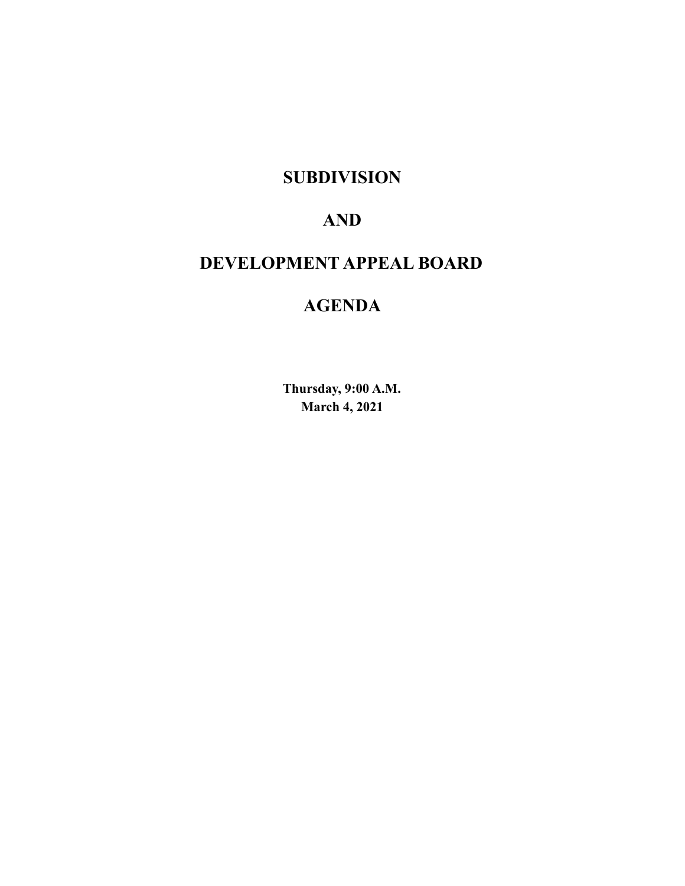# SUBDIVISION

# AND

# DEVELOPMENT APPEAL BOARD

# AGENDA

**Thursday, 9:00 A.M.**
**March 4, 2021**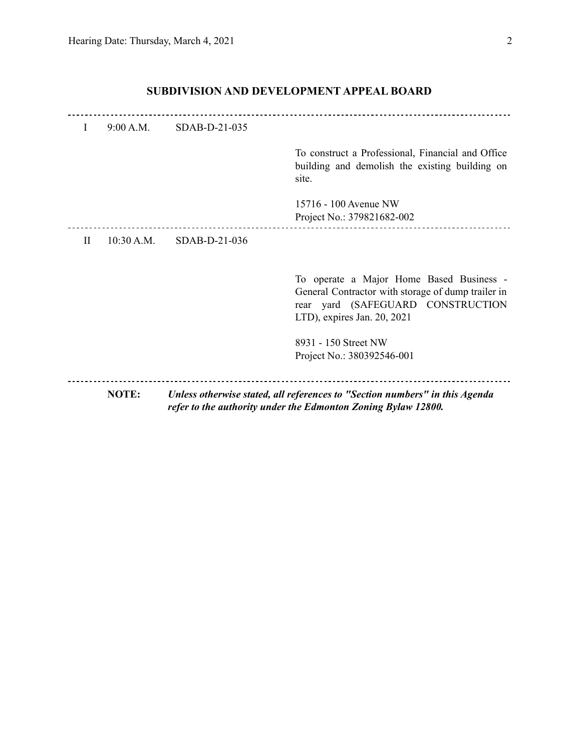## SUBDIVISION AND DEVELOPMENT APPEAL BOARD

---

| | | | |
|---|---|---|---|
| I | 9:00 A.M. | SDAB-D-21-035 | |
| | | | To construct a Professional, Financial and Office building and demolish the existing building on site.<br><br>15716 - 100 Avenue NW<br>Project No.: 379821682-002 |
| II | 10:30 A.M. | SDAB-D-21-036 | |
| | | | To operate a Major Home Based Business - General Contractor with storage of dump trailer in rear yard (SAFEGUARD CONSTRUCTION LTD), expires Jan. 20, 2021<br><br>8931 - 150 Street NW<br>Project No.: 380392546-001 |

---

**NOTE:** ***Unless otherwise stated, all references to "Section numbers" in this Agenda refer to the authority under the Edmonton Zoning Bylaw 12800.***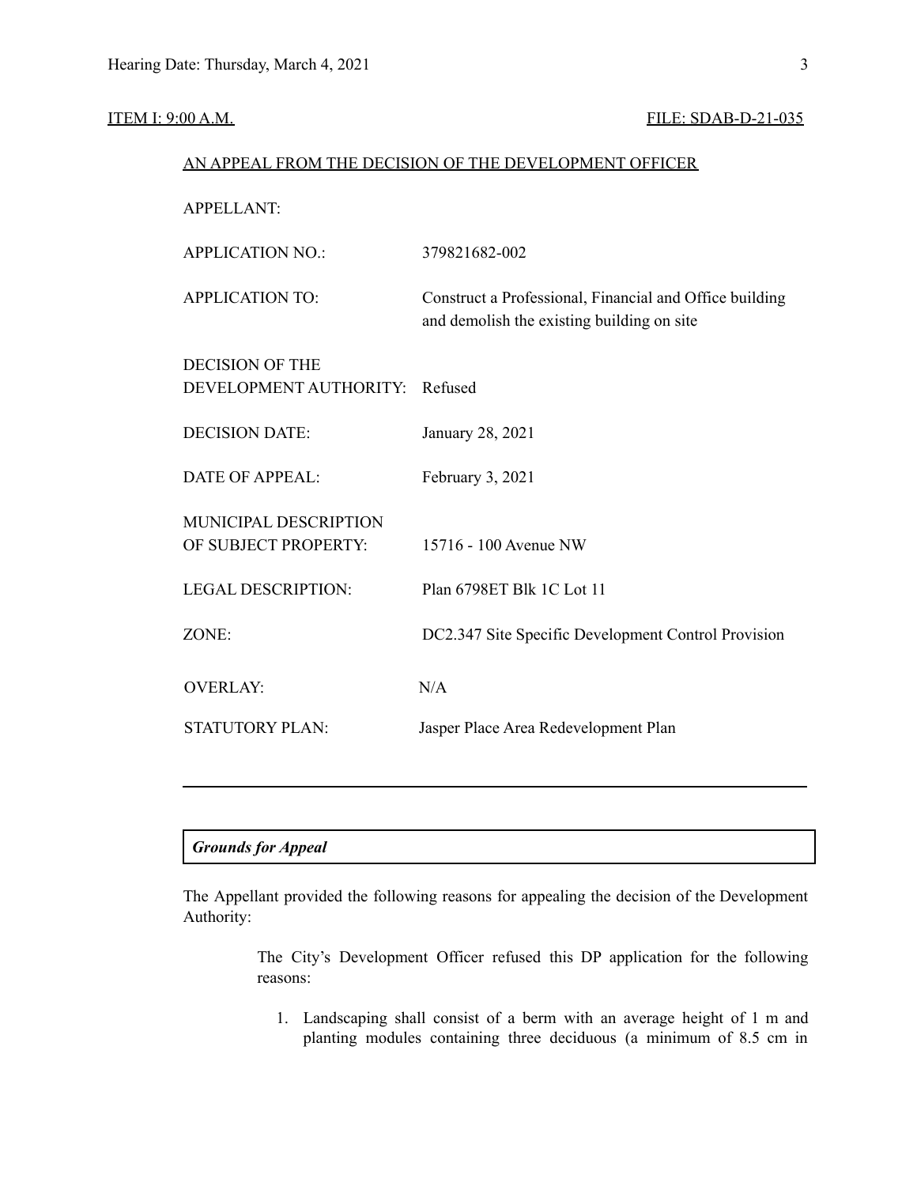ITEM I: 9:00 A.M. FILE: SDAB-D-21-035

AN APPEAL FROM THE DECISION OF THE DEVELOPMENT OFFICER

| | |
|---|---|
| APPELLANT: | |
| APPLICATION NO.: | 379821682-002 |
| APPLICATION TO: | Construct a Professional, Financial and Office building and demolish the existing building on site |
| DECISION OF THE DEVELOPMENT AUTHORITY: | Refused |
| DECISION DATE: | January 28, 2021 |
| DATE OF APPEAL: | February 3, 2021 |
| MUNICIPAL DESCRIPTION OF SUBJECT PROPERTY: | 15716 - 100 Avenue NW |
| LEGAL DESCRIPTION: | Plan 6798ET Blk 1C Lot 11 |
| ZONE: | DC2.347 Site Specific Development Control Provision |
| OVERLAY: | N/A |
| STATUTORY PLAN: | Jasper Place Area Redevelopment Plan |

---

***Grounds for Appeal***

The Appellant provided the following reasons for appealing the decision of the Development Authority:

> The City's Development Officer refused this DP application for the following reasons:
>
> 1. Landscaping shall consist of a berm with an average height of 1 m and planting modules containing three deciduous (a minimum of 8.5 cm in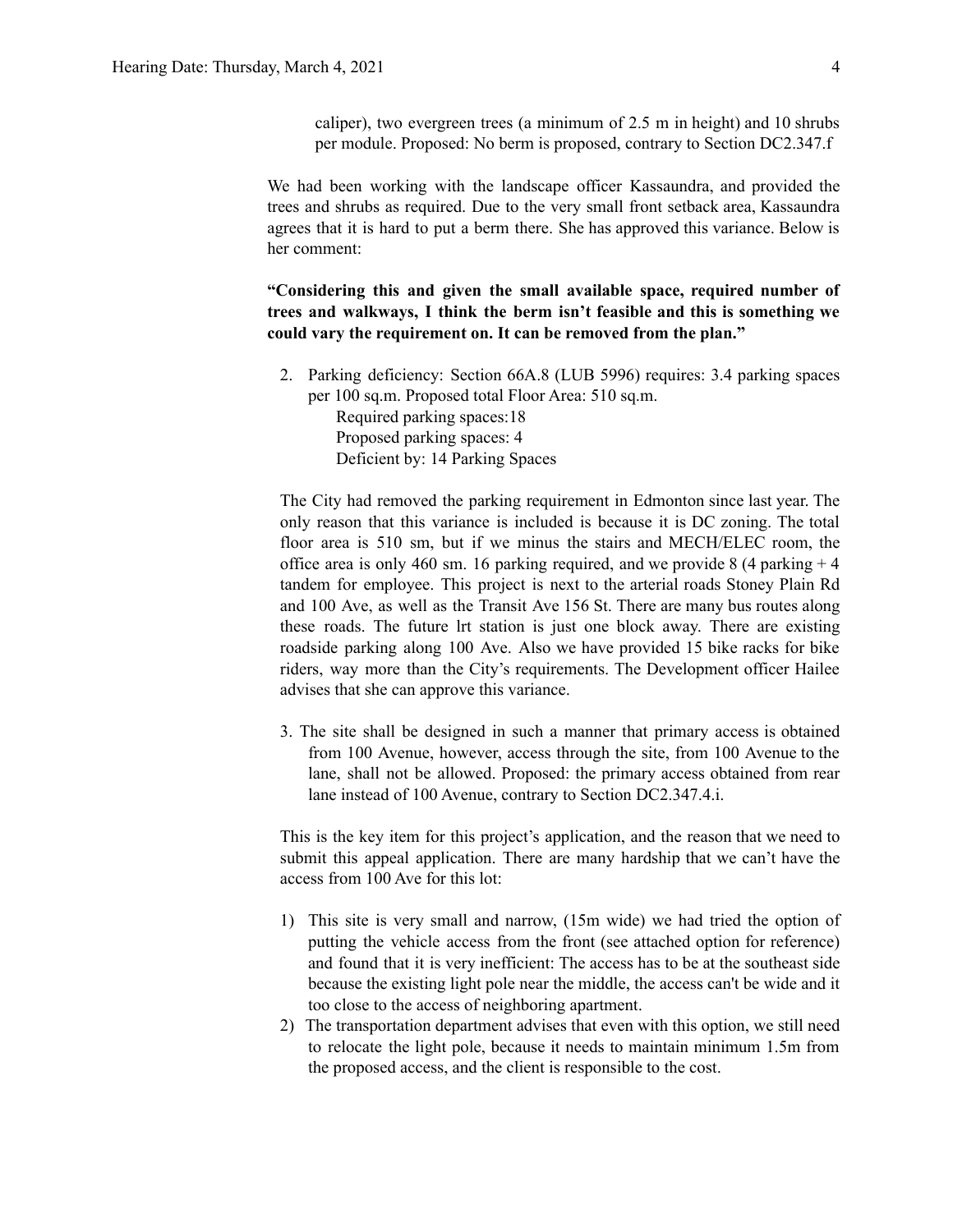caliper), two evergreen trees (a minimum of 2.5 m in height) and 10 shrubs per module. Proposed: No berm is proposed, contrary to Section DC2.347.f

We had been working with the landscape officer Kassaundra, and provided the trees and shrubs as required. Due to the very small front setback area, Kassaundra agrees that it is hard to put a berm there. She has approved this variance. Below is her comment:

**"Considering this and given the small available space, required number of trees and walkways, I think the berm isn't feasible and this is something we could vary the requirement on. It can be removed from the plan."**

2. Parking deficiency: Section 66A.8 (LUB 5996) requires: 3.4 parking spaces per 100 sq.m. Proposed total Floor Area: 510 sq.m.
   Required parking spaces:18
   Proposed parking spaces: 4
   Deficient by: 14 Parking Spaces

The City had removed the parking requirement in Edmonton since last year. The only reason that this variance is included is because it is DC zoning. The total floor area is 510 sm, but if we minus the stairs and MECH/ELEC room, the office area is only 460 sm. 16 parking required, and we provide 8 (4 parking + 4 tandem for employee. This project is next to the arterial roads Stoney Plain Rd and 100 Ave, as well as the Transit Ave 156 St. There are many bus routes along these roads. The future lrt station is just one block away. There are existing roadside parking along 100 Ave. Also we have provided 15 bike racks for bike riders, way more than the City's requirements. The Development officer Hailee advises that she can approve this variance.

3. The site shall be designed in such a manner that primary access is obtained from 100 Avenue, however, access through the site, from 100 Avenue to the lane, shall not be allowed. Proposed: the primary access obtained from rear lane instead of 100 Avenue, contrary to Section DC2.347.4.i.

This is the key item for this project's application, and the reason that we need to submit this appeal application. There are many hardship that we can't have the access from 100 Ave for this lot:

1) This site is very small and narrow, (15m wide) we had tried the option of putting the vehicle access from the front (see attached option for reference) and found that it is very inefficient: The access has to be at the southeast side because the existing light pole near the middle, the access can't be wide and it too close to the access of neighboring apartment.
2) The transportation department advises that even with this option, we still need to relocate the light pole, because it needs to maintain minimum 1.5m from the proposed access, and the client is responsible to the cost.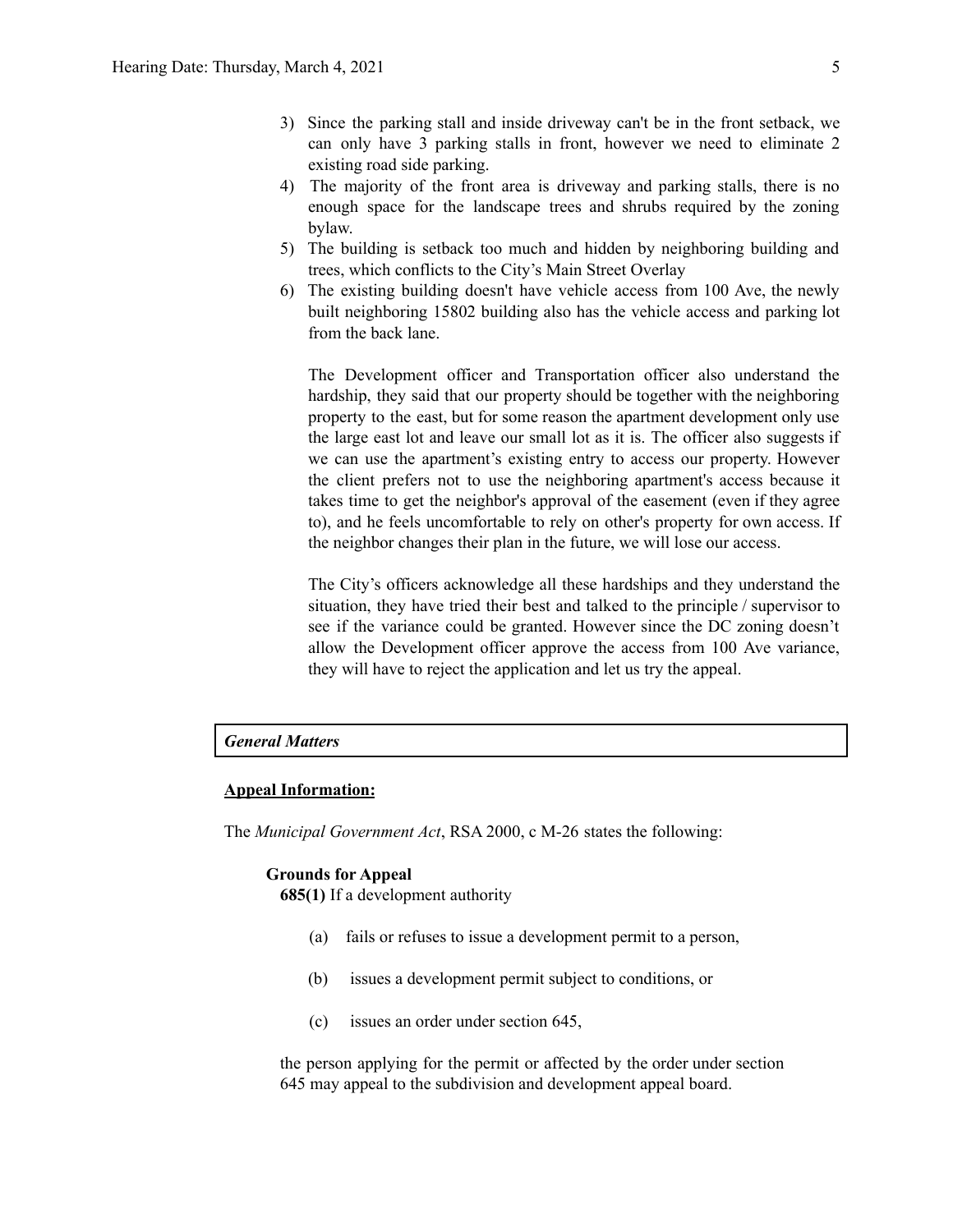3) Since the parking stall and inside driveway can't be in the front setback, we can only have 3 parking stalls in front, however we need to eliminate 2 existing road side parking.
4) The majority of the front area is driveway and parking stalls, there is no enough space for the landscape trees and shrubs required by the zoning bylaw.
5) The building is setback too much and hidden by neighboring building and trees, which conflicts to the City's Main Street Overlay
6) The existing building doesn't have vehicle access from 100 Ave, the newly built neighboring 15802 building also has the vehicle access and parking lot from the back lane.

   The Development officer and Transportation officer also understand the hardship, they said that our property should be together with the neighboring property to the east, but for some reason the apartment development only use the large east lot and leave our small lot as it is. The officer also suggests if we can use the apartment's existing entry to access our property. However the client prefers not to use the neighboring apartment's access because it takes time to get the neighbor's approval of the easement (even if they agree to), and he feels uncomfortable to rely on other's property for own access. If the neighbor changes their plan in the future, we will lose our access.

   The City's officers acknowledge all these hardships and they understand the situation, they have tried their best and talked to the principle / supervisor to see if the variance could be granted. However since the DC zoning doesn't allow the Development officer approve the access from 100 Ave variance, they will have to reject the application and let us try the appeal.

***General Matters***

**Appeal Information:**

The *Municipal Government Act*, RSA 2000, c M-26 states the following:

**Grounds for Appeal**

**685(1)** If a development authority

(a) fails or refuses to issue a development permit to a person,

(b) issues a development permit subject to conditions, or

(c) issues an order under section 645,

the person applying for the permit or affected by the order under section 645 may appeal to the subdivision and development appeal board.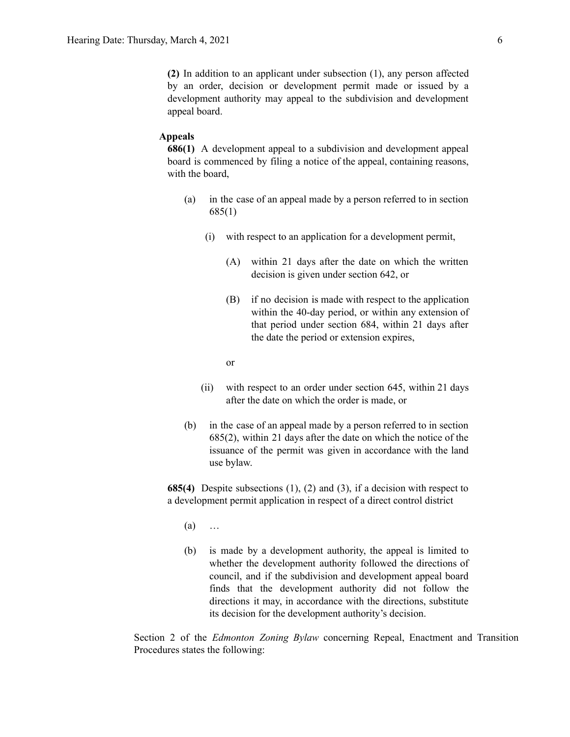**(2)** In addition to an applicant under subsection (1), any person affected by an order, decision or development permit made or issued by a development authority may appeal to the subdivision and development appeal board.

**Appeals**

**686(1)** A development appeal to a subdivision and development appeal board is commenced by filing a notice of the appeal, containing reasons, with the board,

- (a) in the case of an appeal made by a person referred to in section 685(1)
  - (i) with respect to an application for a development permit,
    - (A) within 21 days after the date on which the written decision is given under section 642, or
    - (B) if no decision is made with respect to the application within the 40-day period, or within any extension of that period under section 684, within 21 days after the date the period or extension expires,

    or
  - (ii) with respect to an order under section 645, within 21 days after the date on which the order is made, or
- (b) in the case of an appeal made by a person referred to in section 685(2), within 21 days after the date on which the notice of the issuance of the permit was given in accordance with the land use bylaw.

**685(4)** Despite subsections (1), (2) and (3), if a decision with respect to a development permit application in respect of a direct control district

- (a) …
- (b) is made by a development authority, the appeal is limited to whether the development authority followed the directions of council, and if the subdivision and development appeal board finds that the development authority did not follow the directions it may, in accordance with the directions, substitute its decision for the development authority's decision.

Section 2 of the *Edmonton Zoning Bylaw* concerning Repeal, Enactment and Transition Procedures states the following: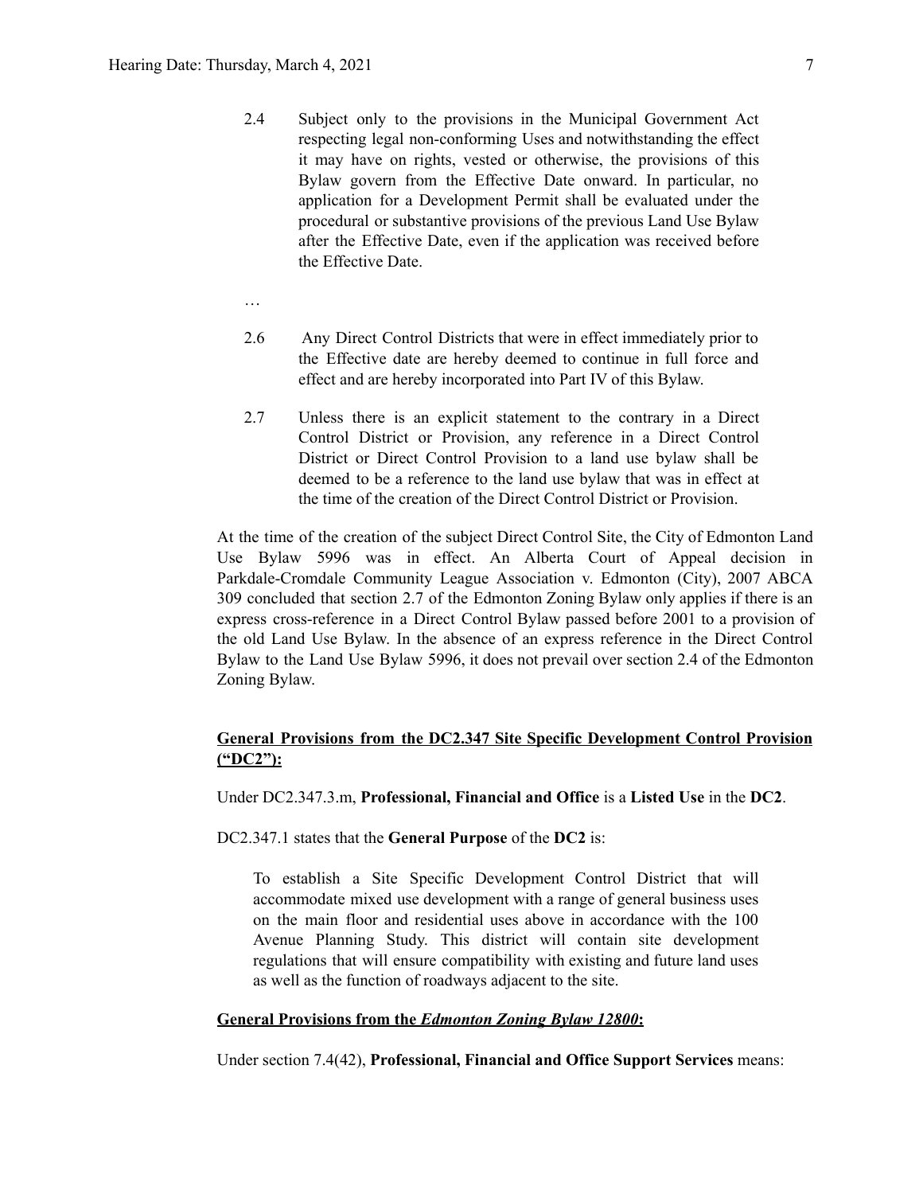2.4 Subject only to the provisions in the Municipal Government Act respecting legal non-conforming Uses and notwithstanding the effect it may have on rights, vested or otherwise, the provisions of this Bylaw govern from the Effective Date onward. In particular, no application for a Development Permit shall be evaluated under the procedural or substantive provisions of the previous Land Use Bylaw after the Effective Date, even if the application was received before the Effective Date.

…

2.6 Any Direct Control Districts that were in effect immediately prior to the Effective date are hereby deemed to continue in full force and effect and are hereby incorporated into Part IV of this Bylaw.

2.7 Unless there is an explicit statement to the contrary in a Direct Control District or Provision, any reference in a Direct Control District or Direct Control Provision to a land use bylaw shall be deemed to be a reference to the land use bylaw that was in effect at the time of the creation of the Direct Control District or Provision.

At the time of the creation of the subject Direct Control Site, the City of Edmonton Land Use Bylaw 5996 was in effect. An Alberta Court of Appeal decision in Parkdale-Cromdale Community League Association v. Edmonton (City), 2007 ABCA 309 concluded that section 2.7 of the Edmonton Zoning Bylaw only applies if there is an express cross-reference in a Direct Control Bylaw passed before 2001 to a provision of the old Land Use Bylaw. In the absence of an express reference in the Direct Control Bylaw to the Land Use Bylaw 5996, it does not prevail over section 2.4 of the Edmonton Zoning Bylaw.

**General Provisions from the DC2.347 Site Specific Development Control Provision ("DC2"):**

Under DC2.347.3.m, **Professional, Financial and Office** is a **Listed Use** in the **DC2**.

DC2.347.1 states that the **General Purpose** of the **DC2** is:

> To establish a Site Specific Development Control District that will accommodate mixed use development with a range of general business uses on the main floor and residential uses above in accordance with the 100 Avenue Planning Study. This district will contain site development regulations that will ensure compatibility with existing and future land uses as well as the function of roadways adjacent to the site.

**General Provisions from the *Edmonton Zoning Bylaw 12800*:**

Under section 7.4(42), **Professional, Financial and Office Support Services** means: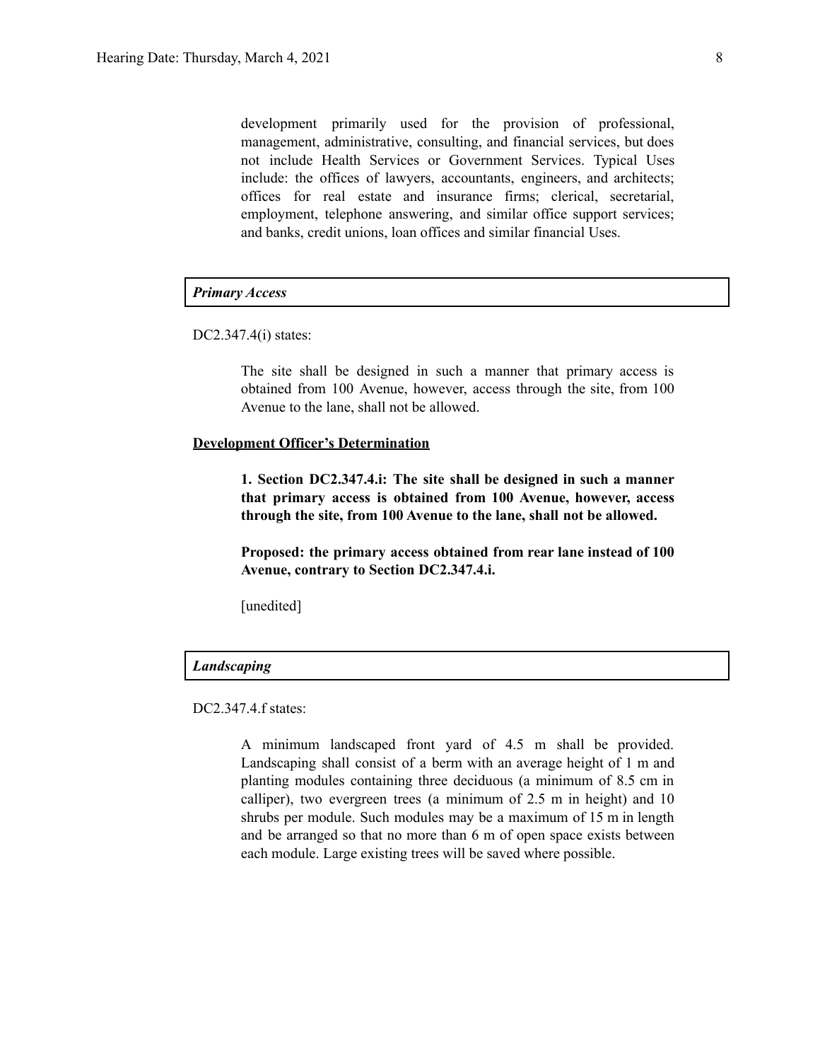development primarily used for the provision of professional, management, administrative, consulting, and financial services, but does not include Health Services or Government Services. Typical Uses include: the offices of lawyers, accountants, engineers, and architects; offices for real estate and insurance firms; clerical, secretarial, employment, telephone answering, and similar office support services; and banks, credit unions, loan offices and similar financial Uses.

***Primary Access***

DC2.347.4(i) states:

> The site shall be designed in such a manner that primary access is obtained from 100 Avenue, however, access through the site, from 100 Avenue to the lane, shall not be allowed.

**Development Officer's Determination**

> **1. Section DC2.347.4.i: The site shall be designed in such a manner that primary access is obtained from 100 Avenue, however, access through the site, from 100 Avenue to the lane, shall not be allowed.**
>
> **Proposed: the primary access obtained from rear lane instead of 100 Avenue, contrary to Section DC2.347.4.i.**
>
> [unedited]

***Landscaping***

DC2.347.4.f states:

> A minimum landscaped front yard of 4.5 m shall be provided. Landscaping shall consist of a berm with an average height of 1 m and planting modules containing three deciduous (a minimum of 8.5 cm in calliper), two evergreen trees (a minimum of 2.5 m in height) and 10 shrubs per module. Such modules may be a maximum of 15 m in length and be arranged so that no more than 6 m of open space exists between each module. Large existing trees will be saved where possible.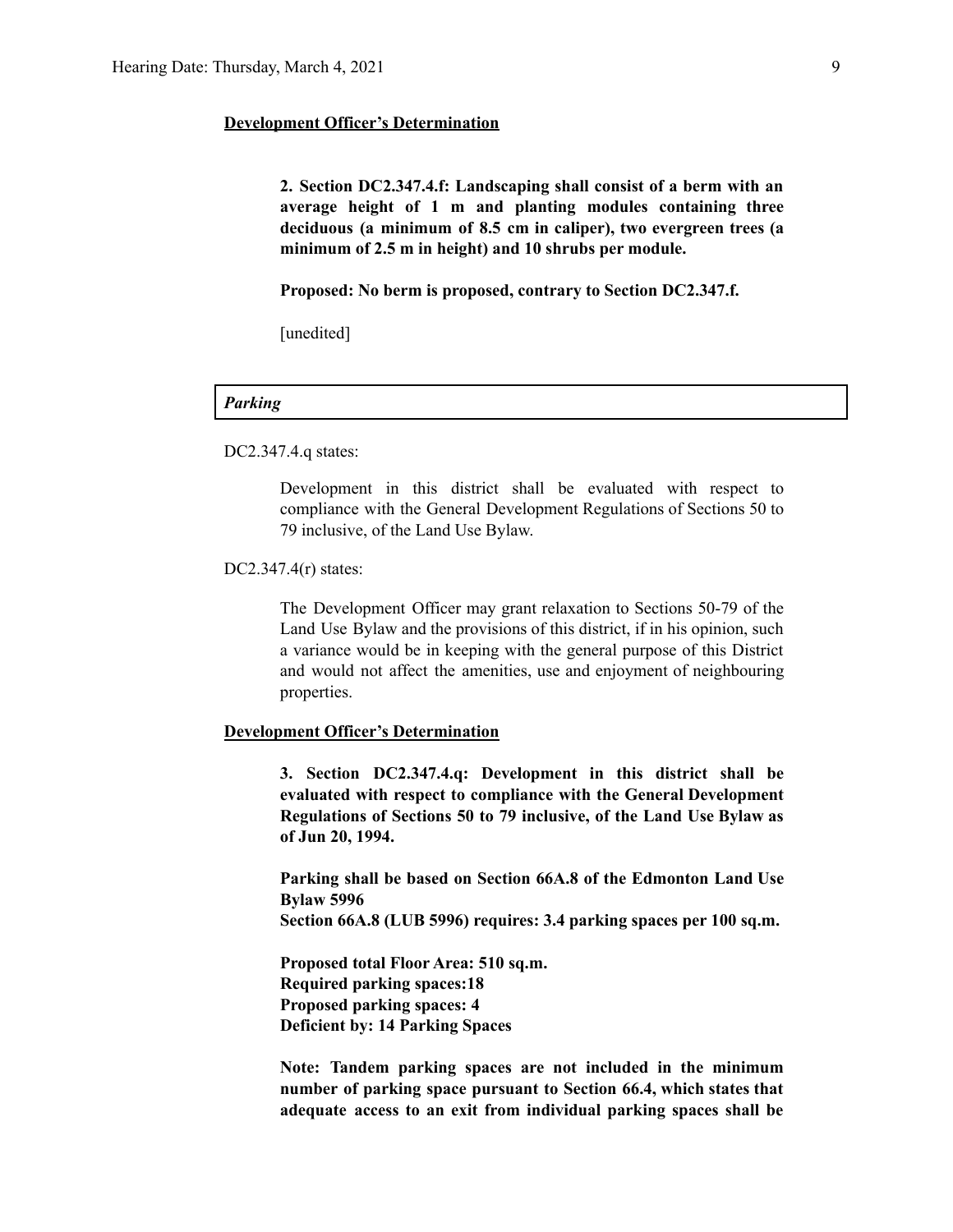**Development Officer's Determination**

> **2. Section DC2.347.4.f: Landscaping shall consist of a berm with an average height of 1 m and planting modules containing three deciduous (a minimum of 8.5 cm in caliper), two evergreen trees (a minimum of 2.5 m in height) and 10 shrubs per module.**
>
> **Proposed: No berm is proposed, contrary to Section DC2.347.f.**
>
> [unedited]

***Parking***

DC2.347.4.q states:

> Development in this district shall be evaluated with respect to compliance with the General Development Regulations of Sections 50 to 79 inclusive, of the Land Use Bylaw.

DC2.347.4(r) states:

> The Development Officer may grant relaxation to Sections 50-79 of the Land Use Bylaw and the provisions of this district, if in his opinion, such a variance would be in keeping with the general purpose of this District and would not affect the amenities, use and enjoyment of neighbouring properties.

**Development Officer's Determination**

> **3. Section DC2.347.4.q: Development in this district shall be evaluated with respect to compliance with the General Development Regulations of Sections 50 to 79 inclusive, of the Land Use Bylaw as of Jun 20, 1994.**
>
> **Parking shall be based on Section 66A.8 of the Edmonton Land Use Bylaw 5996**
> **Section 66A.8 (LUB 5996) requires: 3.4 parking spaces per 100 sq.m.**
>
> **Proposed total Floor Area: 510 sq.m.**
> **Required parking spaces:18**
> **Proposed parking spaces: 4**
> **Deficient by: 14 Parking Spaces**
>
> **Note: Tandem parking spaces are not included in the minimum number of parking space pursuant to Section 66.4, which states that adequate access to an exit from individual parking spaces shall be**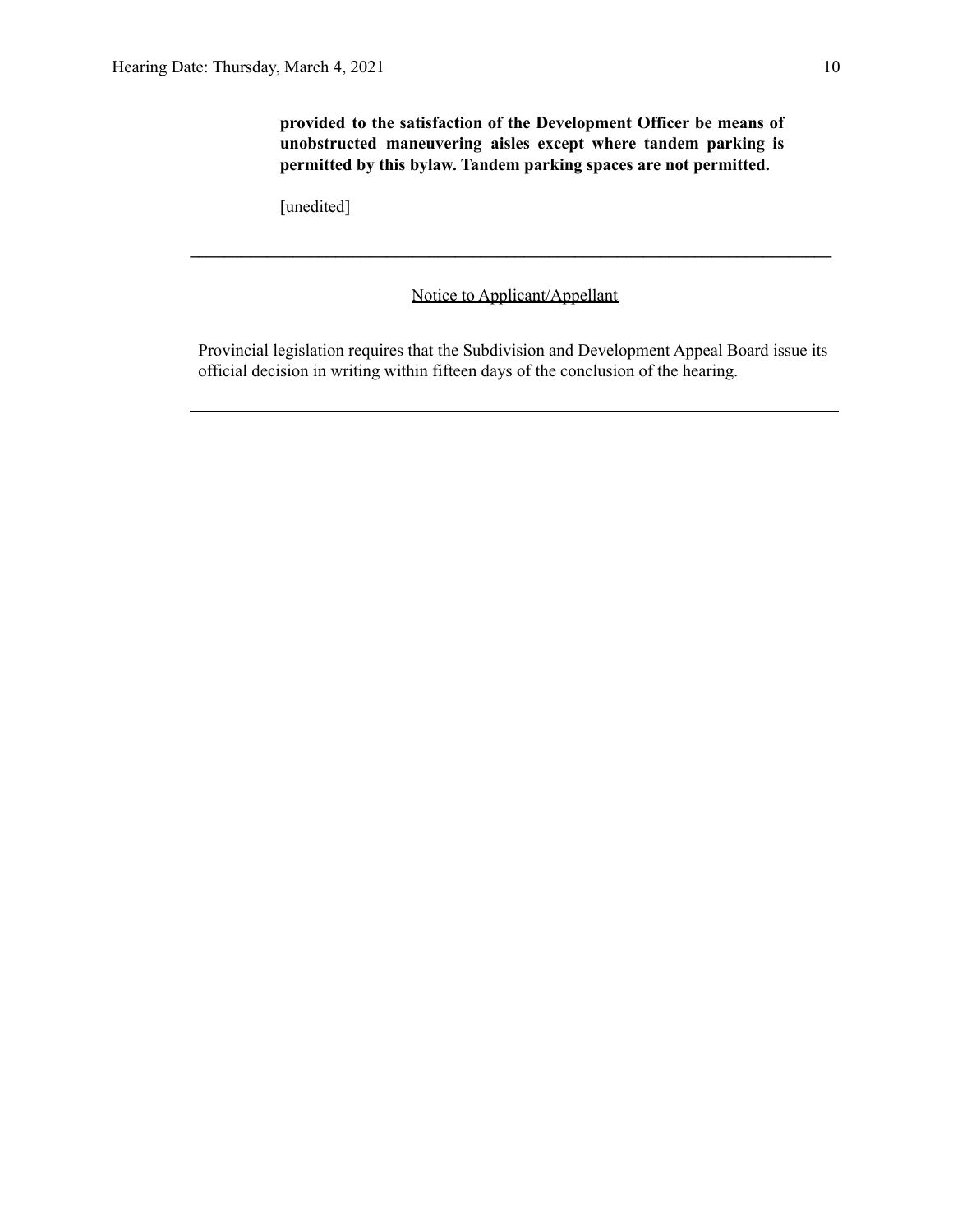**provided to the satisfaction of the Development Officer be means of unobstructed maneuvering aisles except where tandem parking is permitted by this bylaw. Tandem parking spaces are not permitted.**

[unedited]

---

Notice to Applicant/Appellant

Provincial legislation requires that the Subdivision and Development Appeal Board issue its official decision in writing within fifteen days of the conclusion of the hearing.

---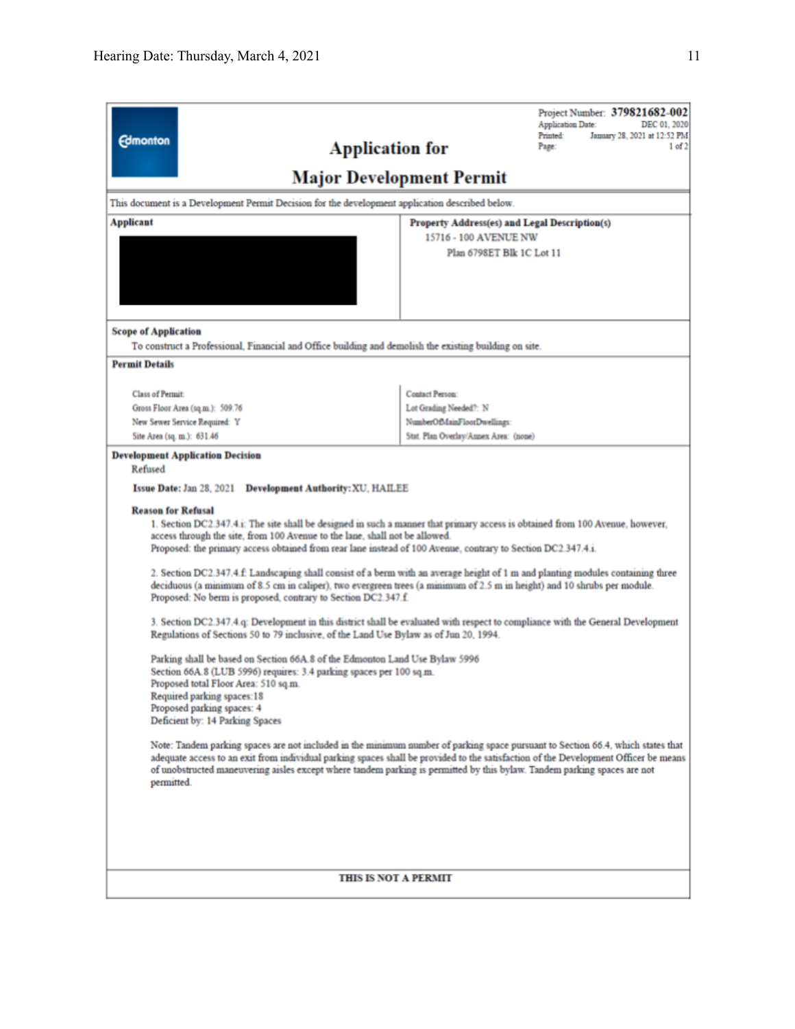Project Number: **379821682-002**
Application Date: DEC 01, 2020
Printed: January 28, 2021 at 12:52 PM
Page: 1 of 2

# Application for Major Development Permit

This document is a Development Permit Decision for the development application described below.

| Applicant | Property Address(es) and Legal Description(s) |
| --- | --- |
| | 15716 - 100 AVENUE NW<br>Plan 6798ET Blk 1C Lot 11 |

**Scope of Application**

To construct a Professional, Financial and Office building and demolish the existing building on site.

**Permit Details**

| | |
| --- | --- |
| Class of Permit: | Contact Person: |
| Gross Floor Area (sq.m.): 509.76 | Lot Grading Needed?: N |
| New Sewer Service Required: Y | NumberOfMainFloorDwellings: |
| Site Area (sq. m.): 631.46 | Stat. Plan Overlay/Annex Area: (none) |

**Development Application Decision**

Refused

**Issue Date:** Jan 28, 2021 **Development Authority:** XU, HAILEE

**Reason for Refusal**

1. Section DC2.347.4.i: The site shall be designed in such a manner that primary access is obtained from 100 Avenue, however, access through the site, from 100 Avenue to the lane, shall not be allowed.
Proposed: the primary access obtained from rear lane instead of 100 Avenue, contrary to Section DC2.347.4.i.

2. Section DC2.347.4.f: Landscaping shall consist of a berm with an average height of 1 m and planting modules containing three deciduous (a minimum of 8.5 cm in caliper), two evergreen trees (a minimum of 2.5 m in height) and 10 shrubs per module.
Proposed: No berm is proposed, contrary to Section DC2.347.f.

3. Section DC2.347.4.q: Development in this district shall be evaluated with respect to compliance with the General Development Regulations of Sections 50 to 79 inclusive, of the Land Use Bylaw as of Jun 20, 1994.

Parking shall be based on Section 66A.8 of the Edmonton Land Use Bylaw 5996
Section 66A.8 (LUB 5996) requires: 3.4 parking spaces per 100 sq.m.
Proposed total Floor Area: 510 sq.m.
Required parking spaces: 18
Proposed parking spaces: 4
Deficient by: 14 Parking Spaces

Note: Tandem parking spaces are not included in the minimum number of parking space pursuant to Section 66.4, which states that adequate access to an exit from individual parking spaces shall be provided to the satisfaction of the Development Officer be means of unobstructed maneuvering aisles except where tandem parking is permitted by this bylaw. Tandem parking spaces are not permitted.

THIS IS NOT A PERMIT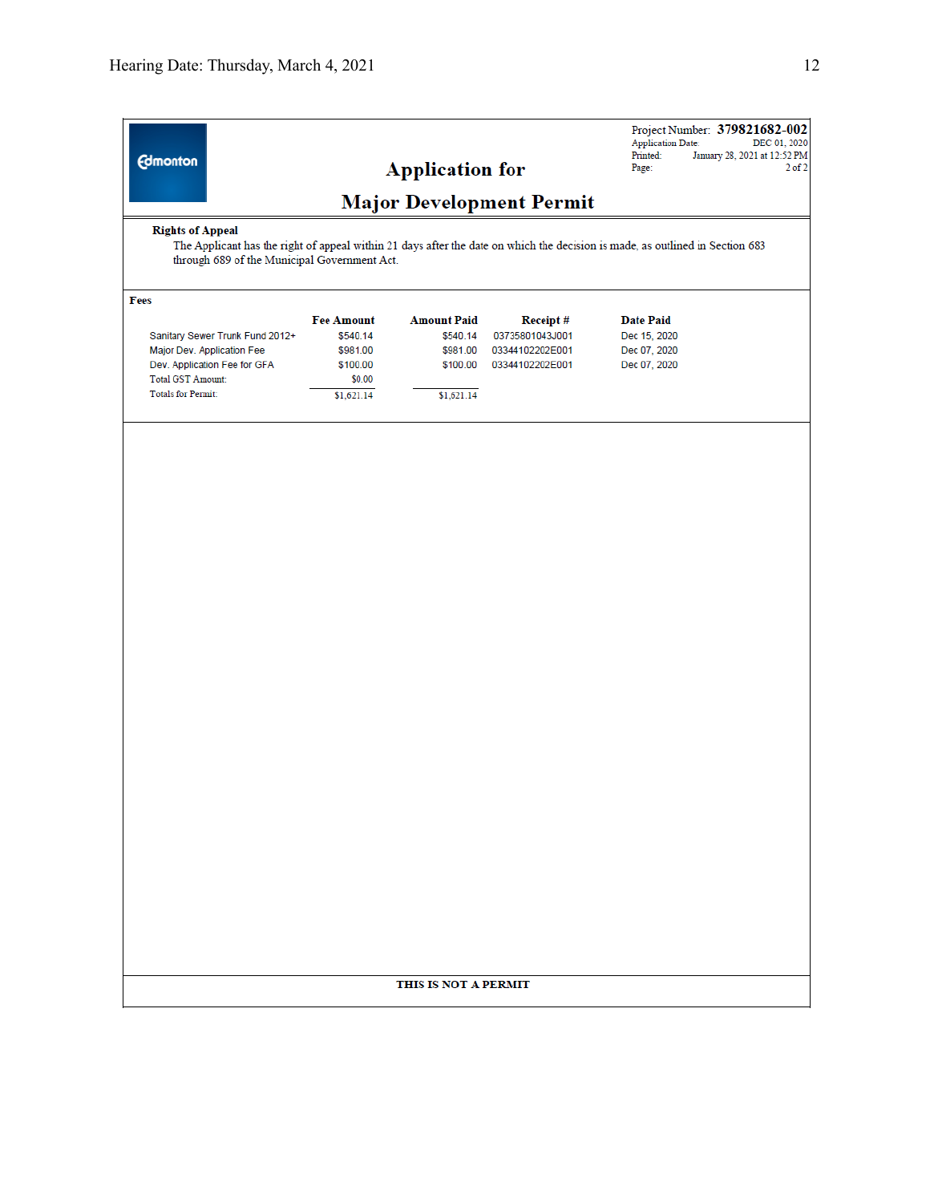Project Number: **379821682-002**
Application Date: DEC 01, 2020
Printed: January 28, 2021 at 12:52 PM

# Application for

# Major Development Permit

**Rights of Appeal**

The Applicant has the right of appeal within 21 days after the date on which the decision is made, as outlined in Section 683 through 689 of the Municipal Government Act.

**Fees**

| | Fee Amount | Amount Paid | Receipt # | Date Paid |
|---|---|---|---|---|
| Sanitary Sewer Trunk Fund 2012+ | $540.14 | $540.14 | 03735801043J001 | Dec 15, 2020 |
| Major Dev. Application Fee | $981.00 | $981.00 | 03344102202E001 | Dec 07, 2020 |
| Dev. Application Fee for GFA | $100.00 | $100.00 | 03344102202E001 | Dec 07, 2020 |
| Total GST Amount: | $0.00 | | | |
| Totals for Permit: | $1,621.14 | $1,621.14 | | |

**THIS IS NOT A PERMIT**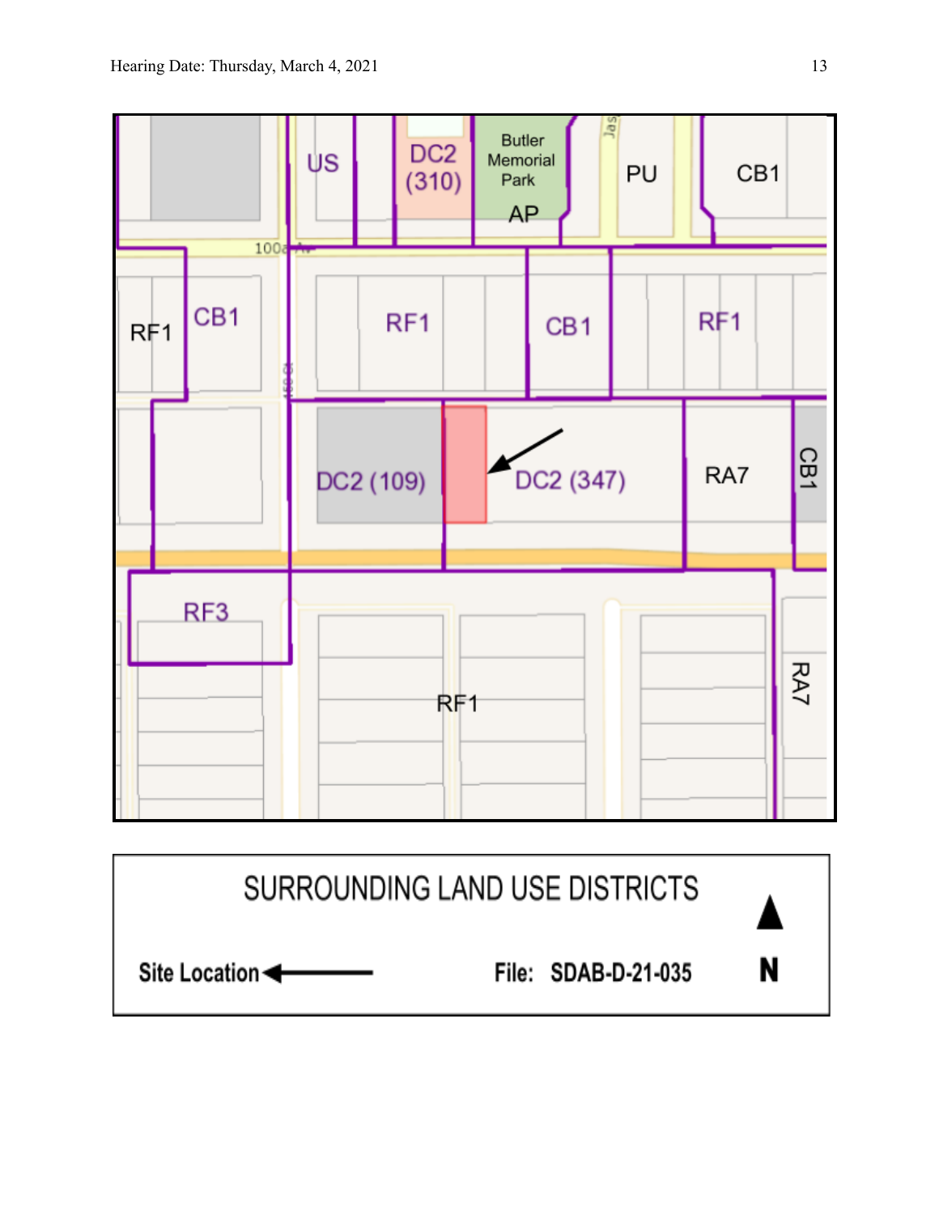US

DC2 (310)

Butler Memorial Park

AP

PU

CB1

100a Av

RF1

CB1

RF1

CB1

RF1

DC2 (109)

DC2 (347)

RA7

CB1

RF3

RF1

RA7

SURROUNDING LAND USE DISTRICTS

Site Location

File: SDAB-D-21-035

N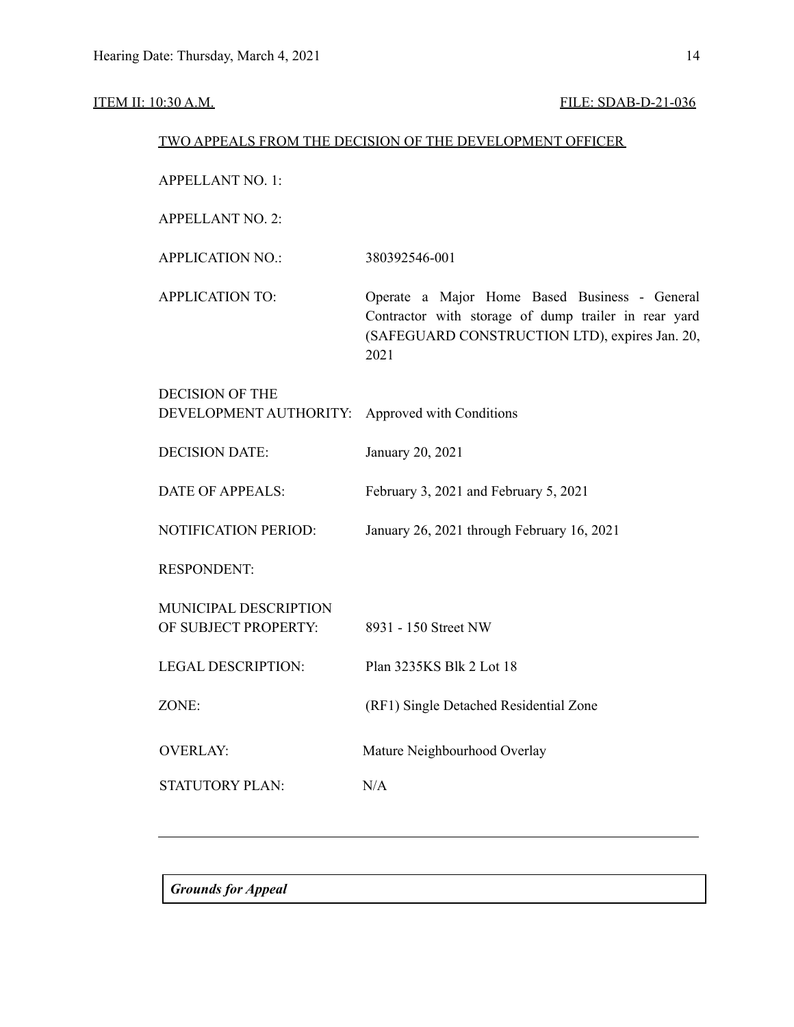ITEM II: 10:30 A.M. FILE: SDAB-D-21-036

TWO APPEALS FROM THE DECISION OF THE DEVELOPMENT OFFICER

| | |
|---|---|
| APPELLANT NO. 1: | |
| APPELLANT NO. 2: | |
| APPLICATION NO.: | 380392546-001 |
| APPLICATION TO: | Operate a Major Home Based Business - General Contractor with storage of dump trailer in rear yard (SAFEGUARD CONSTRUCTION LTD), expires Jan. 20, 2021 |
| DECISION OF THE DEVELOPMENT AUTHORITY: | Approved with Conditions |
| DECISION DATE: | January 20, 2021 |
| DATE OF APPEALS: | February 3, 2021 and February 5, 2021 |
| NOTIFICATION PERIOD: | January 26, 2021 through February 16, 2021 |
| RESPONDENT: | |
| MUNICIPAL DESCRIPTION OF SUBJECT PROPERTY: | 8931 - 150 Street NW |
| LEGAL DESCRIPTION: | Plan 3235KS Blk 2 Lot 18 |
| ZONE: | (RF1) Single Detached Residential Zone |
| OVERLAY: | Mature Neighbourhood Overlay |
| STATUTORY PLAN: | N/A |

---

***Grounds for Appeal***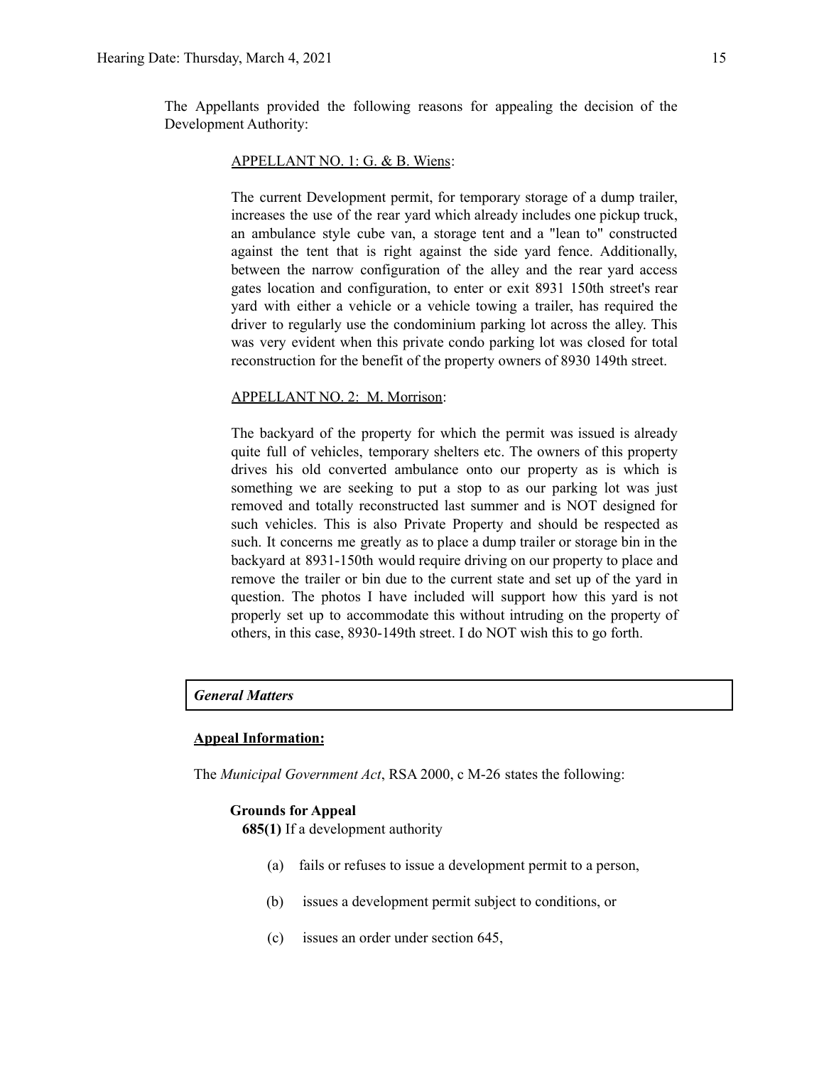The Appellants provided the following reasons for appealing the decision of the Development Authority:

> APPELLANT NO. 1: G. & B. Wiens:
>
> The current Development permit, for temporary storage of a dump trailer, increases the use of the rear yard which already includes one pickup truck, an ambulance style cube van, a storage tent and a "lean to" constructed against the tent that is right against the side yard fence. Additionally, between the narrow configuration of the alley and the rear yard access gates location and configuration, to enter or exit 8931 150th street's rear yard with either a vehicle or a vehicle towing a trailer, has required the driver to regularly use the condominium parking lot across the alley. This was very evident when this private condo parking lot was closed for total reconstruction for the benefit of the property owners of 8930 149th street.
>
> APPELLANT NO. 2: M. Morrison:
>
> The backyard of the property for which the permit was issued is already quite full of vehicles, temporary shelters etc. The owners of this property drives his old converted ambulance onto our property as is which is something we are seeking to put a stop to as our parking lot was just removed and totally reconstructed last summer and is NOT designed for such vehicles. This is also Private Property and should be respected as such. It concerns me greatly as to place a dump trailer or storage bin in the backyard at 8931-150th would require driving on our property to place and remove the trailer or bin due to the current state and set up of the yard in question. The photos I have included will support how this yard is not properly set up to accommodate this without intruding on the property of others, in this case, 8930-149th street. I do NOT wish this to go forth.

***General Matters***

**Appeal Information:**

The *Municipal Government Act*, RSA 2000, c M-26 states the following:

**Grounds for Appeal**

**685(1)** If a development authority

(a) fails or refuses to issue a development permit to a person,

(b) issues a development permit subject to conditions, or

(c) issues an order under section 645,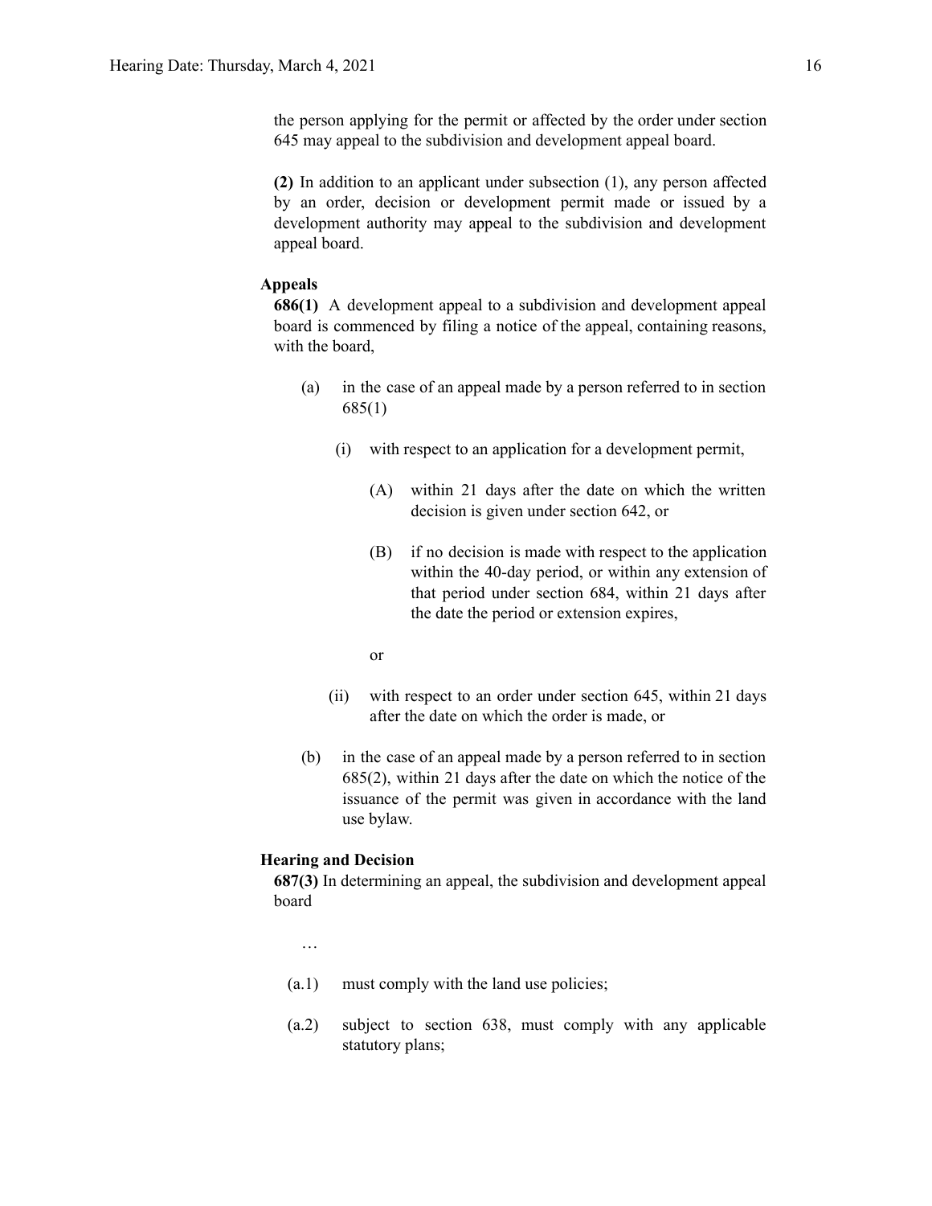the person applying for the permit or affected by the order under section 645 may appeal to the subdivision and development appeal board.

**(2)** In addition to an applicant under subsection (1), any person affected by an order, decision or development permit made or issued by a development authority may appeal to the subdivision and development appeal board.

**Appeals**

**686(1)** A development appeal to a subdivision and development appeal board is commenced by filing a notice of the appeal, containing reasons, with the board,

- (a) in the case of an appeal made by a person referred to in section 685(1)
  - (i) with respect to an application for a development permit,
    - (A) within 21 days after the date on which the written decision is given under section 642, or
    - (B) if no decision is made with respect to the application within the 40-day period, or within any extension of that period under section 684, within 21 days after the date the period or extension expires,

    or

  - (ii) with respect to an order under section 645, within 21 days after the date on which the order is made, or
- (b) in the case of an appeal made by a person referred to in section 685(2), within 21 days after the date on which the notice of the issuance of the permit was given in accordance with the land use bylaw.

**Hearing and Decision**

**687(3)** In determining an appeal, the subdivision and development appeal board

…

- (a.1) must comply with the land use policies;
- (a.2) subject to section 638, must comply with any applicable statutory plans;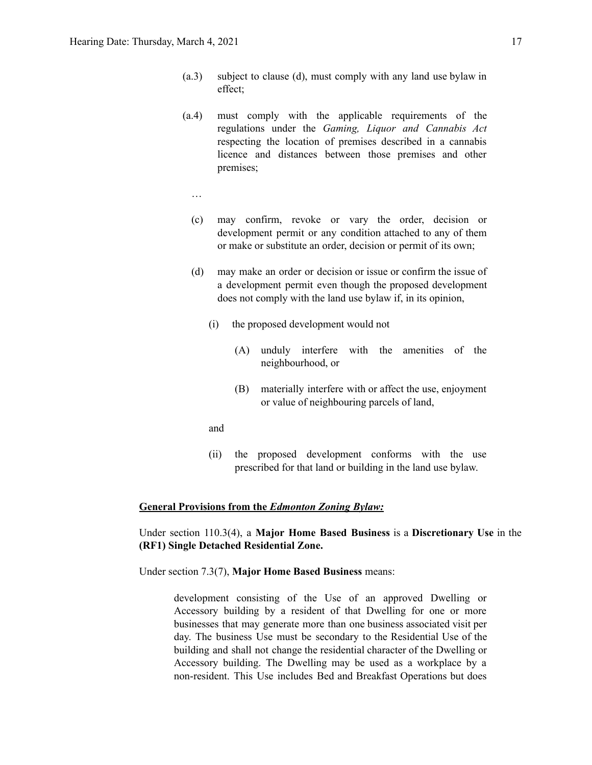(a.3) subject to clause (d), must comply with any land use bylaw in effect;

(a.4) must comply with the applicable requirements of the regulations under the *Gaming, Liquor and Cannabis Act* respecting the location of premises described in a cannabis licence and distances between those premises and other premises;

…

(c) may confirm, revoke or vary the order, decision or development permit or any condition attached to any of them or make or substitute an order, decision or permit of its own;

(d) may make an order or decision or issue or confirm the issue of a development permit even though the proposed development does not comply with the land use bylaw if, in its opinion,

(i) the proposed development would not

(A) unduly interfere with the amenities of the neighbourhood, or

(B) materially interfere with or affect the use, enjoyment or value of neighbouring parcels of land,

and

(ii) the proposed development conforms with the use prescribed for that land or building in the land use bylaw.

**General Provisions from the *Edmonton Zoning Bylaw:***

Under section 110.3(4), a **Major Home Based Business** is a **Discretionary Use** in the **(RF1) Single Detached Residential Zone.**

Under section 7.3(7), **Major Home Based Business** means:

> development consisting of the Use of an approved Dwelling or Accessory building by a resident of that Dwelling for one or more businesses that may generate more than one business associated visit per day. The business Use must be secondary to the Residential Use of the building and shall not change the residential character of the Dwelling or Accessory building. The Dwelling may be used as a workplace by a non-resident. This Use includes Bed and Breakfast Operations but does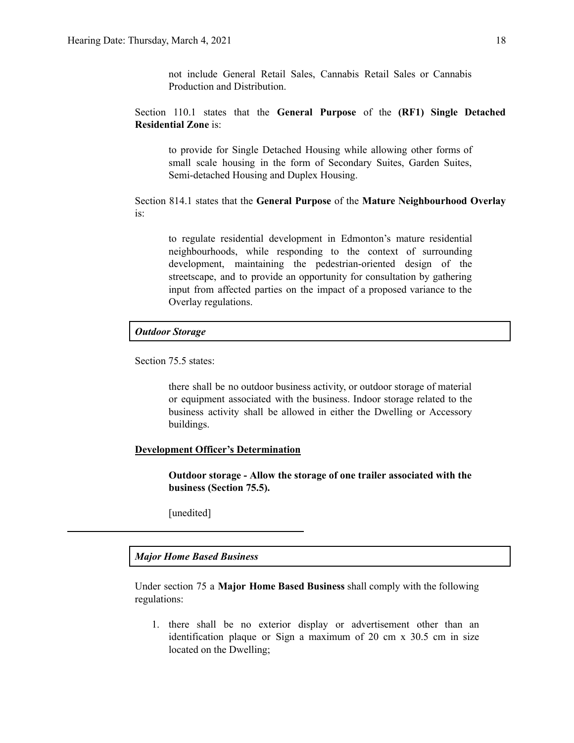not include General Retail Sales, Cannabis Retail Sales or Cannabis Production and Distribution.

Section 110.1 states that the **General Purpose** of the **(RF1) Single Detached Residential Zone** is:

> to provide for Single Detached Housing while allowing other forms of small scale housing in the form of Secondary Suites, Garden Suites, Semi-detached Housing and Duplex Housing.

Section 814.1 states that the **General Purpose** of the **Mature Neighbourhood Overlay** is:

> to regulate residential development in Edmonton's mature residential neighbourhoods, while responding to the context of surrounding development, maintaining the pedestrian-oriented design of the streetscape, and to provide an opportunity for consultation by gathering input from affected parties on the impact of a proposed variance to the Overlay regulations.

***Outdoor Storage***

Section 75.5 states:

> there shall be no outdoor business activity, or outdoor storage of material or equipment associated with the business. Indoor storage related to the business activity shall be allowed in either the Dwelling or Accessory buildings.

**Development Officer's Determination**

> **Outdoor storage - Allow the storage of one trailer associated with the business (Section 75.5).**
>
> [unedited]

---

***Major Home Based Business***

Under section 75 a **Major Home Based Business** shall comply with the following regulations:

1. there shall be no exterior display or advertisement other than an identification plaque or Sign a maximum of 20 cm x 30.5 cm in size located on the Dwelling;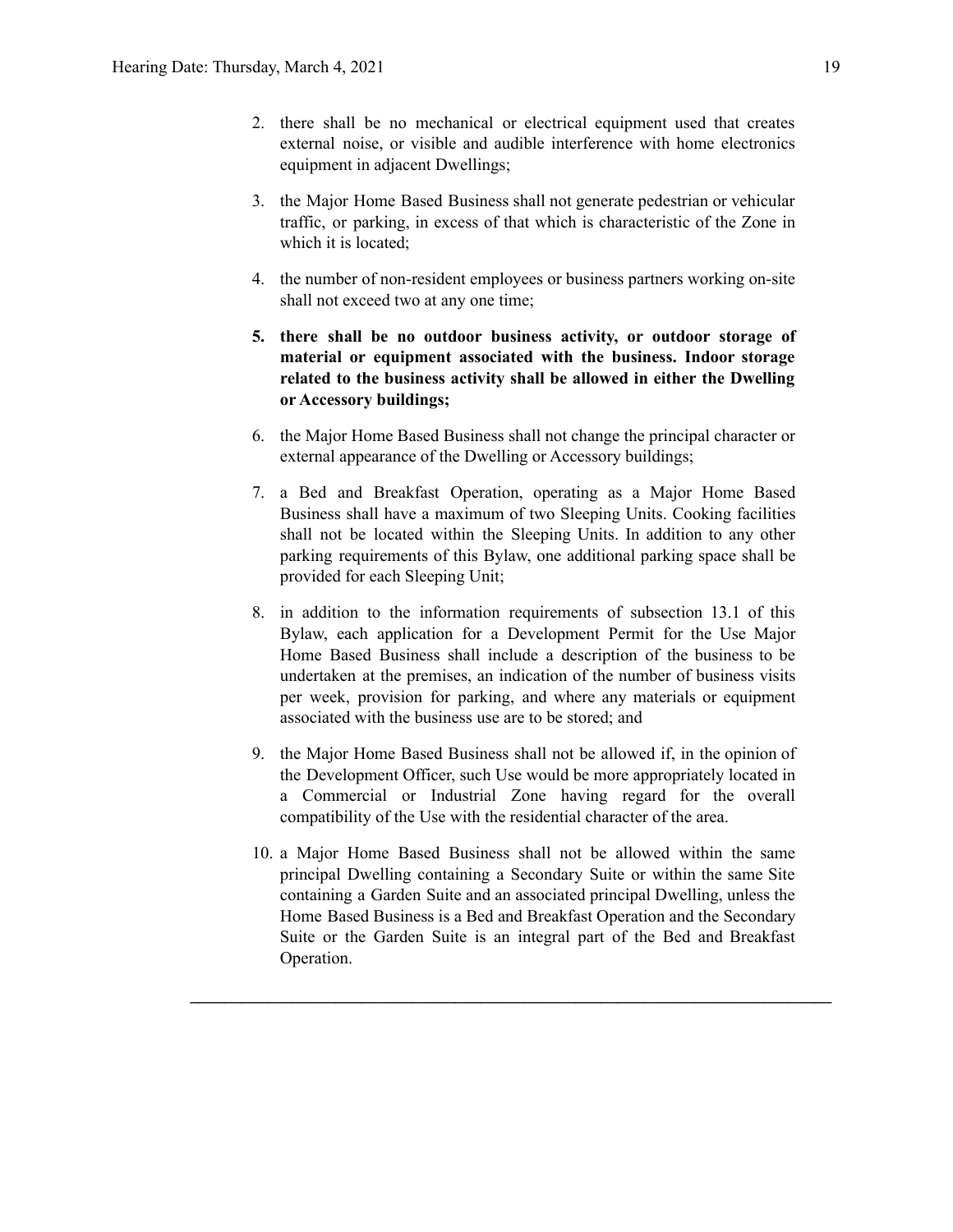2. there shall be no mechanical or electrical equipment used that creates external noise, or visible and audible interference with home electronics equipment in adjacent Dwellings;

3. the Major Home Based Business shall not generate pedestrian or vehicular traffic, or parking, in excess of that which is characteristic of the Zone in which it is located;

4. the number of non-resident employees or business partners working on-site shall not exceed two at any one time;

5. **there shall be no outdoor business activity, or outdoor storage of material or equipment associated with the business. Indoor storage related to the business activity shall be allowed in either the Dwelling or Accessory buildings;**

6. the Major Home Based Business shall not change the principal character or external appearance of the Dwelling or Accessory buildings;

7. a Bed and Breakfast Operation, operating as a Major Home Based Business shall have a maximum of two Sleeping Units. Cooking facilities shall not be located within the Sleeping Units. In addition to any other parking requirements of this Bylaw, one additional parking space shall be provided for each Sleeping Unit;

8. in addition to the information requirements of subsection 13.1 of this Bylaw, each application for a Development Permit for the Use Major Home Based Business shall include a description of the business to be undertaken at the premises, an indication of the number of business visits per week, provision for parking, and where any materials or equipment associated with the business use are to be stored; and

9. the Major Home Based Business shall not be allowed if, in the opinion of the Development Officer, such Use would be more appropriately located in a Commercial or Industrial Zone having regard for the overall compatibility of the Use with the residential character of the area.

10. a Major Home Based Business shall not be allowed within the same principal Dwelling containing a Secondary Suite or within the same Site containing a Garden Suite and an associated principal Dwelling, unless the Home Based Business is a Bed and Breakfast Operation and the Secondary Suite or the Garden Suite is an integral part of the Bed and Breakfast Operation.

---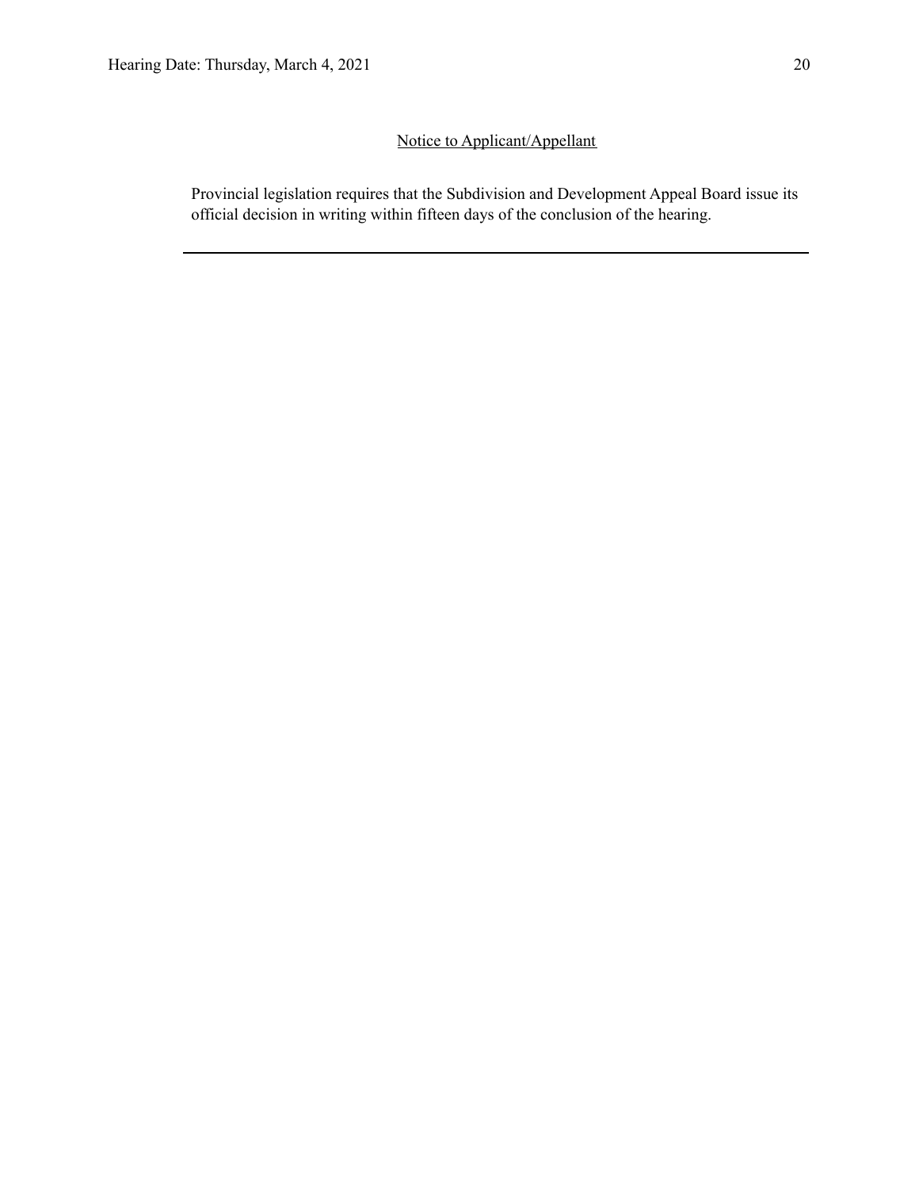Notice to Applicant/Appellant

Provincial legislation requires that the Subdivision and Development Appeal Board issue its official decision in writing within fifteen days of the conclusion of the hearing.

---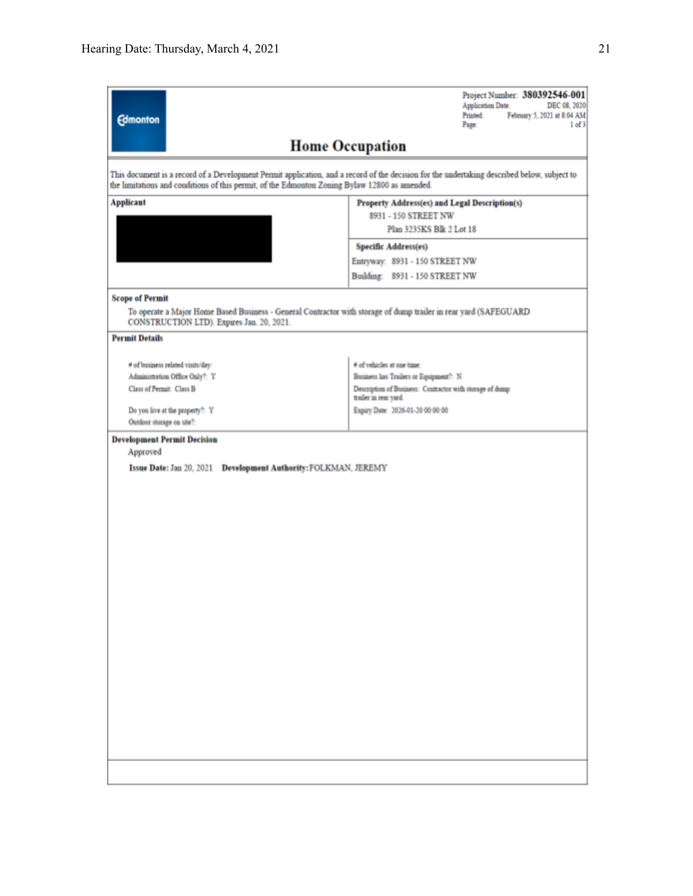Edmonton

Project Number: **380392546-001**
Application Date: DEC 08, 2020
Printed: February 5, 2021 at 8:04 AM
Page: 1 of 3

# Home Occupation

This document is a record of a Development Permit application, and a record of the decision for the undertaking described below, subject to the limitations and conditions of this permit, of the Edmonton Zoning Bylaw 12800 as amended.

| **Applicant** | **Property Address(es) and Legal Description(s)** |
|---|---|
| | 8931 - 150 STREET NW<br>Plan 3235KS Blk 2 Lot 18 |
| | **Specific Address(es)**<br>Entryway: 8931 - 150 STREET NW<br>Building: 8931 - 150 STREET NW |

**Scope of Permit**

To operate a Major Home Based Business - General Contractor with storage of dump trailer in rear yard (SAFEGUARD CONSTRUCTION LTD). Expires Jan. 20, 2021.

**Permit Details**

| | |
|---|---|
| # of business related visits/day: | # of vehicles at one time: |
| Administration Office Only?: Y | Business has Trailers or Equipment?: N |
| Class of Permit: Class B | Description of Business: Contractor with storage of dump trailer in rear yard. |
| Do you live at the property?: Y | Expiry Date: 2026-01-20 00:00:00 |
| Outdoor storage on site?: | |

**Development Permit Decision**

Approved

**Issue Date:** Jan 20, 2021 **Development Authority:** FOLKMAN, JEREMY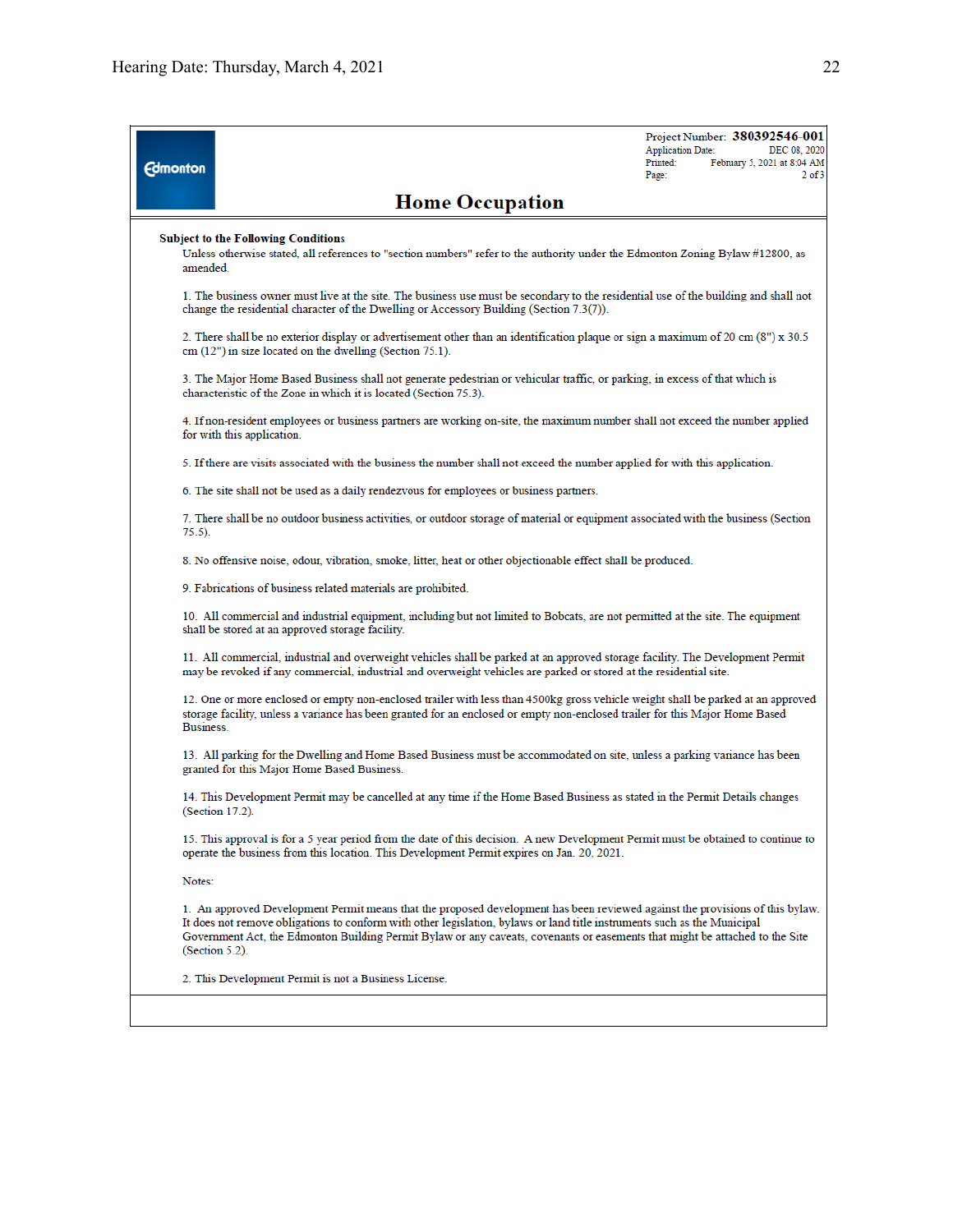Edmonton

Project Number: **380392546-001**
Application Date: DEC 08, 2020
Printed: February 5, 2021 at 8:04 AM
Page: 2 of 3

# Home Occupation

**Subject to the Following Conditions**

Unless otherwise stated, all references to "section numbers" refer to the authority under the Edmonton Zoning Bylaw #12800, as amended.

1. The business owner must live at the site. The business use must be secondary to the residential use of the building and shall not change the residential character of the Dwelling or Accessory Building (Section 7.3(7)).

2. There shall be no exterior display or advertisement other than an identification plaque or sign a maximum of 20 cm (8") x 30.5 cm (12") in size located on the dwelling (Section 75.1).

3. The Major Home Based Business shall not generate pedestrian or vehicular traffic, or parking, in excess of that which is characteristic of the Zone in which it is located (Section 75.3).

4. If non-resident employees or business partners are working on-site, the maximum number shall not exceed the number applied for with this application.

5. If there are visits associated with the business the number shall not exceed the number applied for with this application.

6. The site shall not be used as a daily rendezvous for employees or business partners.

7. There shall be no outdoor business activities, or outdoor storage of material or equipment associated with the business (Section 75.5).

8. No offensive noise, odour, vibration, smoke, litter, heat or other objectionable effect shall be produced.

9. Fabrications of business related materials are prohibited.

10. All commercial and industrial equipment, including but not limited to Bobcats, are not permitted at the site. The equipment shall be stored at an approved storage facility.

11. All commercial, industrial and overweight vehicles shall be parked at an approved storage facility. The Development Permit may be revoked if any commercial, industrial and overweight vehicles are parked or stored at the residential site.

12. One or more enclosed or empty non-enclosed trailer with less than 4500kg gross vehicle weight shall be parked at an approved storage facility, unless a variance has been granted for an enclosed or empty non-enclosed trailer for this Major Home Based Business.

13. All parking for the Dwelling and Home Based Business must be accommodated on site, unless a parking variance has been granted for this Major Home Based Business.

14. This Development Permit may be cancelled at any time if the Home Based Business as stated in the Permit Details changes (Section 17.2).

15. This approval is for a 5 year period from the date of this decision. A new Development Permit must be obtained to continue to operate the business from this location. This Development Permit expires on Jan. 20, 2021.

Notes:

1. An approved Development Permit means that the proposed development has been reviewed against the provisions of this bylaw. It does not remove obligations to conform with other legislation, bylaws or land title instruments such as the Municipal Government Act, the Edmonton Building Permit Bylaw or any caveats, covenants or easements that might be attached to the Site (Section 5.2).

2. This Development Permit is not a Business License.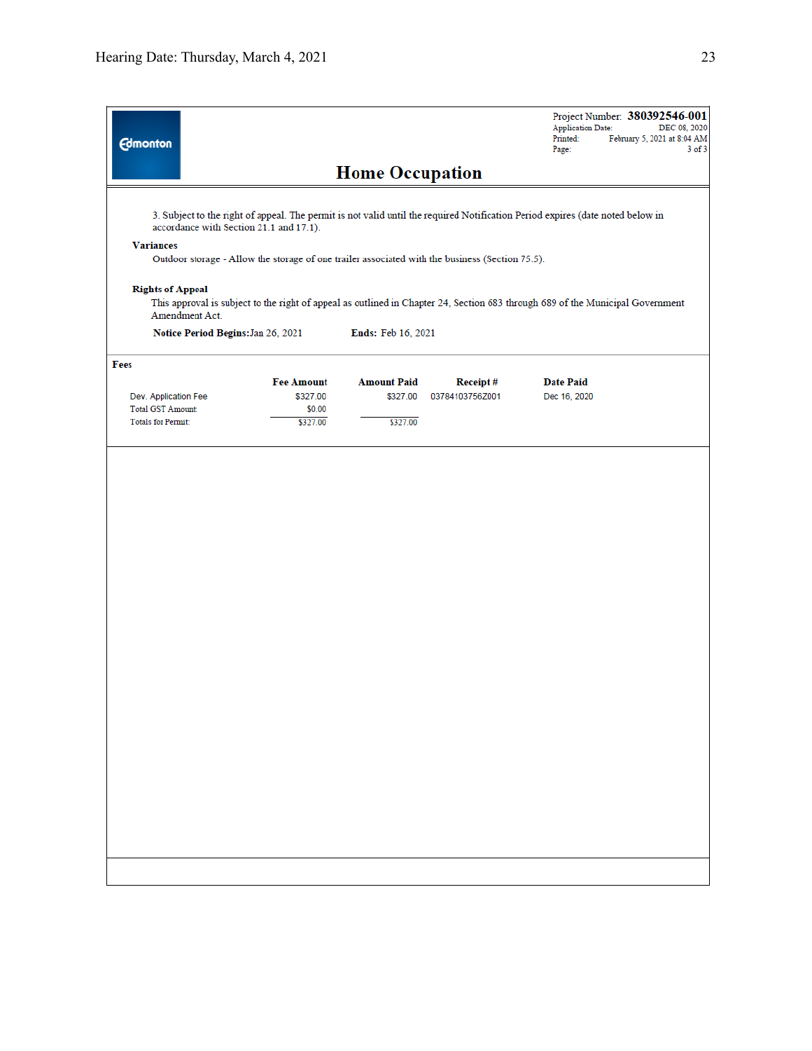Project Number: **380392546-001**
Application Date: DEC 08, 2020
Printed: February 5, 2021 at 8:04 AM

# Home Occupation

3. Subject to the right of appeal. The permit is not valid until the required Notification Period expires (date noted below in accordance with Section 21.1 and 17.1).

**Variances**

Outdoor storage - Allow the storage of one trailer associated with the business (Section 75.5).

**Rights of Appeal**

This approval is subject to the right of appeal as outlined in Chapter 24, Section 683 through 689 of the Municipal Government Amendment Act.

**Notice Period Begins:** Jan 26, 2021 **Ends:** Feb 16, 2021

**Fees**

| | Fee Amount | Amount Paid | Receipt # | Date Paid |
|---|---|---|---|---|
| Dev. Application Fee | $327.00 | $327.00 | 03784103756Z001 | Dec 16, 2020 |
| Total GST Amount: | $0.00 | | | |
| Totals for Permit: | $327.00 | $327.00 | | |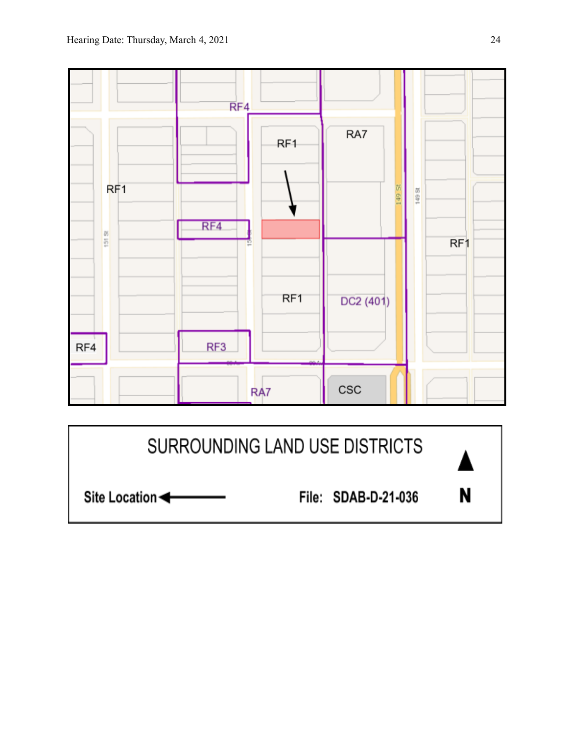RF4

RF1

RA7

RF1

RF4

RF1

RF1

DC2 (401)

RF4

RF3

RA7

CSC

151 St

149 St

149 St

SURROUNDING LAND USE DISTRICTS

Site Location

File: SDAB-D-21-036

N